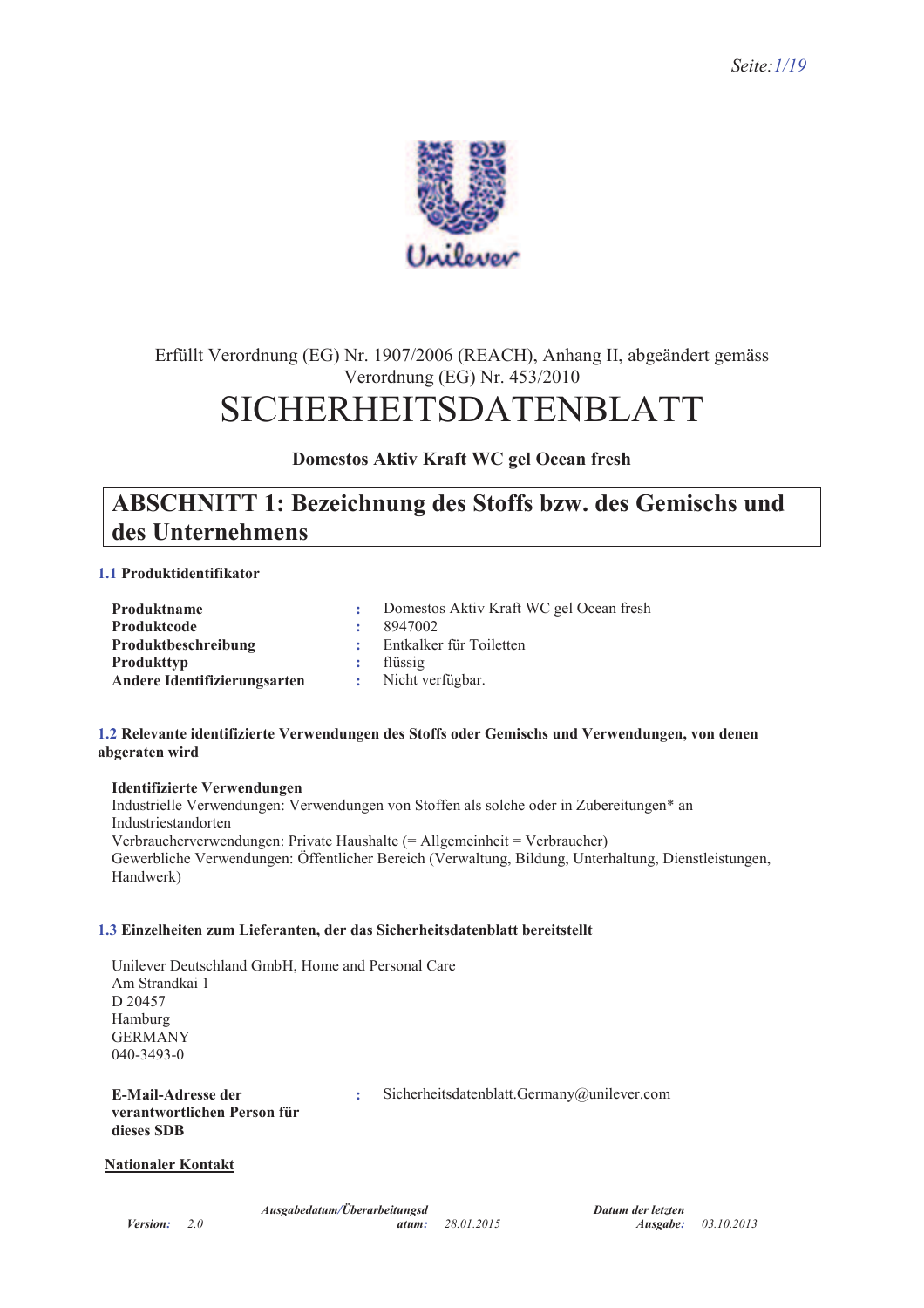Erfüllt Verordnung (EG) Nr. 1907/2006 (REACH), Anhang II, abgeändert gemäss Verordnung (EG) Nr. 453/2010

# SICHERHEITSDATENBLATT

**Domestos Aktiv Kraft WC gel Ocean fresh**

## ABSCHNITT 1: Bezeichnung des Stoffs bzw. des Gemischs und des Unternehmens

### 1.1 Produktidentifikator

| | | |
|---|---|---|
| **Produktname** | : | Domestos Aktiv Kraft WC gel Ocean fresh |
| **Produktcode** | : | 8947002 |
| **Produktbeschreibung** | : | Entkalker für Toiletten |
| **Produkttyp** | : | flüssig |
| **Andere Identifizierungsarten** | : | Nicht verfügbar. |

### 1.2 Relevante identifizierte Verwendungen des Stoffs oder Gemischs und Verwendungen, von denen abgeraten wird

**Identifizierte Verwendungen**

Industrielle Verwendungen: Verwendungen von Stoffen als solche oder in Zubereitungen* an Industriestandorten
Verbraucherverwendungen: Private Haushalte (= Allgemeinheit = Verbraucher)
Gewerbliche Verwendungen: Öffentlicher Bereich (Verwaltung, Bildung, Unterhaltung, Dienstleistungen, Handwerk)

### 1.3 Einzelheiten zum Lieferanten, der das Sicherheitsdatenblatt bereitstellt

Unilever Deutschland GmbH, Home and Personal Care
Am Strandkai 1
D 20457
Hamburg
GERMANY
040-3493-0

| | | |
|---|---|---|
| **E-Mail-Adresse der verantwortlichen Person für dieses SDB** | : | Sicherheitsdatenblatt.Germany@unilever.com |

**Nationaler Kontakt**

*Version:* 2.0 *Ausgabedatum/Überarbeitungsdatum:* 28.01.2015 *Datum der letzten Ausgabe:* 03.10.2013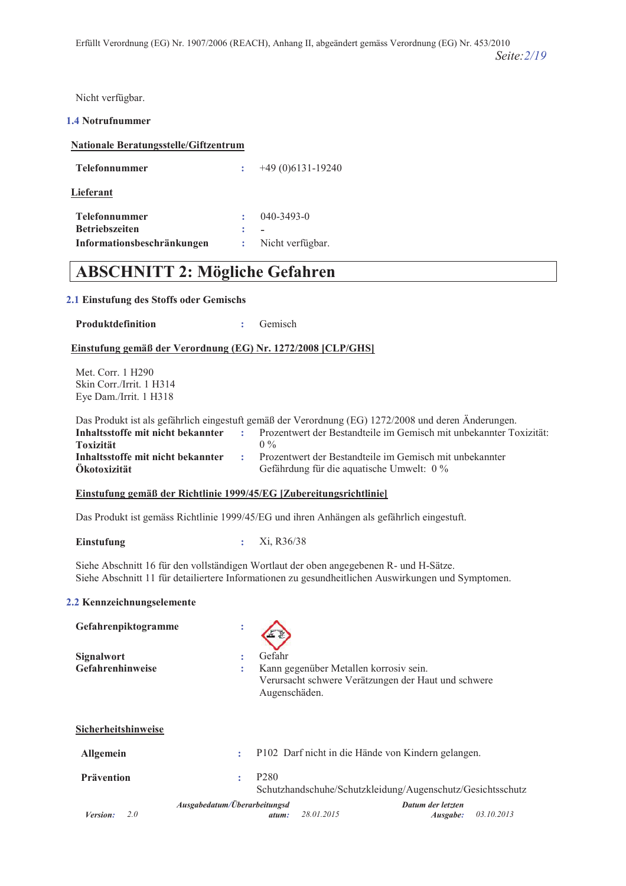Nicht verfügbar.

### 1.4 Notrufnummer

**Nationale Beratungsstelle/Giftzentrum**

| | | |
|---|---|---|
| **Telefonnummer** | : | +49 (0)6131-19240 |

**Lieferant**

| | | |
|---|---|---|
| **Telefonnummer** | : | 040-3493-0 |
| **Betriebszeiten** | : | - |
| **Informationsbeschränkungen** | : | Nicht verfügbar. |

## ABSCHNITT 2: Mögliche Gefahren

### 2.1 Einstufung des Stoffs oder Gemischs

| | | |
|---|---|---|
| **Produktdefinition** | : | Gemisch |

**Einstufung gemäß der Verordnung (EG) Nr. 1272/2008 [CLP/GHS]**

Met. Corr. 1 H290
Skin Corr./Irrit. 1 H314
Eye Dam./Irrit. 1 H318

Das Produkt ist als gefährlich eingestuft gemäß der Verordnung (EG) 1272/2008 und deren Änderungen.

| | | |
|---|---|---|
| **Inhaltsstoffe mit nicht bekannter Toxizität** | : | Prozentwert der Bestandteile im Gemisch mit unbekannter Toxizität: 0 % |
| **Inhaltsstoffe mit nicht bekannter Ökotoxizität** | : | Prozentwert der Bestandteile im Gemisch mit unbekannter Gefährdung für die aquatische Umwelt: 0 % |

**Einstufung gemäß der Richtlinie 1999/45/EG [Zubereitungsrichtlinie]**

Das Produkt ist gemäss Richtlinie 1999/45/EG und ihren Anhängen als gefährlich eingestuft.

| | | |
|---|---|---|
| **Einstufung** | : | Xi, R36/38 |

Siehe Abschnitt 16 für den vollständigen Wortlaut der oben angegebenen R- und H-Sätze.
Siehe Abschnitt 11 für detailliertere Informationen zu gesundheitlichen Auswirkungen und Symptomen.

### 2.2 Kennzeichnungselemente

| | | |
|---|---|---|
| **Gefahrenpiktogramme** | : | |
| **Signalwort** | : | Gefahr |
| **Gefahrenhinweise** | : | Kann gegenüber Metallen korrosiv sein.<br>Verursacht schwere Verätzungen der Haut und schwere Augenschäden. |

**Sicherheitshinweise**

| | | |
|---|---|---|
| **Allgemein** | : | P102 Darf nicht in die Hände von Kindern gelangen. |
| **Prävention** | : | P280<br>Schutzhandschuhe/Schutzkleidung/Augenschutz/Gesichtsschutz |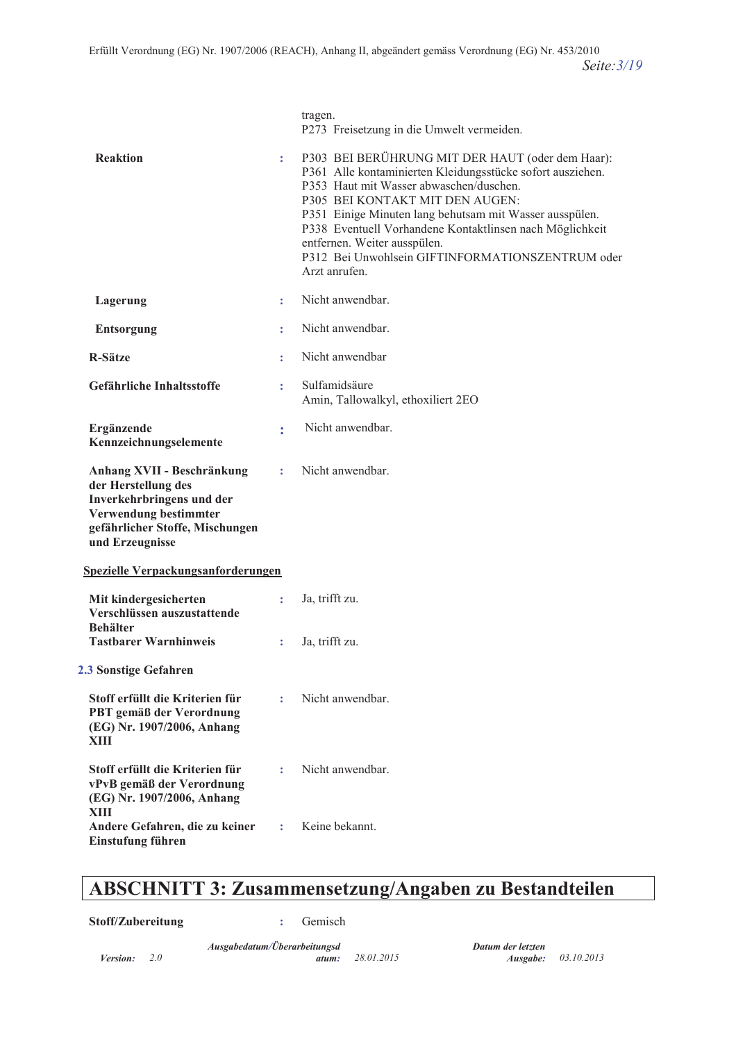tragen.
P273 Freisetzung in die Umwelt vermeiden.

| | | |
|---|---|---|
| **Reaktion** | : | P303 BEI BERÜHRUNG MIT DER HAUT (oder dem Haar): P361 Alle kontaminierten Kleidungsstücke sofort ausziehen. P353 Haut mit Wasser abwaschen/duschen. P305 BEI KONTAKT MIT DEN AUGEN: P351 Einige Minuten lang behutsam mit Wasser ausspülen. P338 Eventuell Vorhandene Kontaktlinsen nach Möglichkeit entfernen. Weiter ausspülen. P312 Bei Unwohlsein GIFTINFORMATIONSZENTRUM oder Arzt anrufen. |
| **Lagerung** | : | Nicht anwendbar. |
| **Entsorgung** | : | Nicht anwendbar. |
| **R-Sätze** | : | Nicht anwendbar |
| **Gefährliche Inhaltsstoffe** | : | Sulfamidsäure<br>Amin, Tallowalkyl, ethoxiliert 2EO |
| **Ergänzende Kennzeichnungselemente** | : | Nicht anwendbar. |
| **Anhang XVII - Beschränkung der Herstellung des Inverkehrbringens und der Verwendung bestimmter gefährlicher Stoffe, Mischungen und Erzeugnisse** | : | Nicht anwendbar. |

**Spezielle Verpackungsanforderungen**

| | | |
|---|---|---|
| **Mit kindergesicherten Verschlüssen auszustattende Behälter** | : | Ja, trifft zu. |
| **Tastbarer Warnhinweis** | : | Ja, trifft zu. |

### 2.3 Sonstige Gefahren

| | | |
|---|---|---|
| **Stoff erfüllt die Kriterien für PBT gemäß der Verordnung (EG) Nr. 1907/2006, Anhang XIII** | : | Nicht anwendbar. |
| **Stoff erfüllt die Kriterien für vPvB gemäß der Verordnung (EG) Nr. 1907/2006, Anhang XIII** | : | Nicht anwendbar. |
| **Andere Gefahren, die zu keiner Einstufung führen** | : | Keine bekannt. |

## ABSCHNITT 3: Zusammensetzung/Angaben zu Bestandteilen

| | | |
|---|---|---|
| **Stoff/Zubereitung** | : | Gemisch |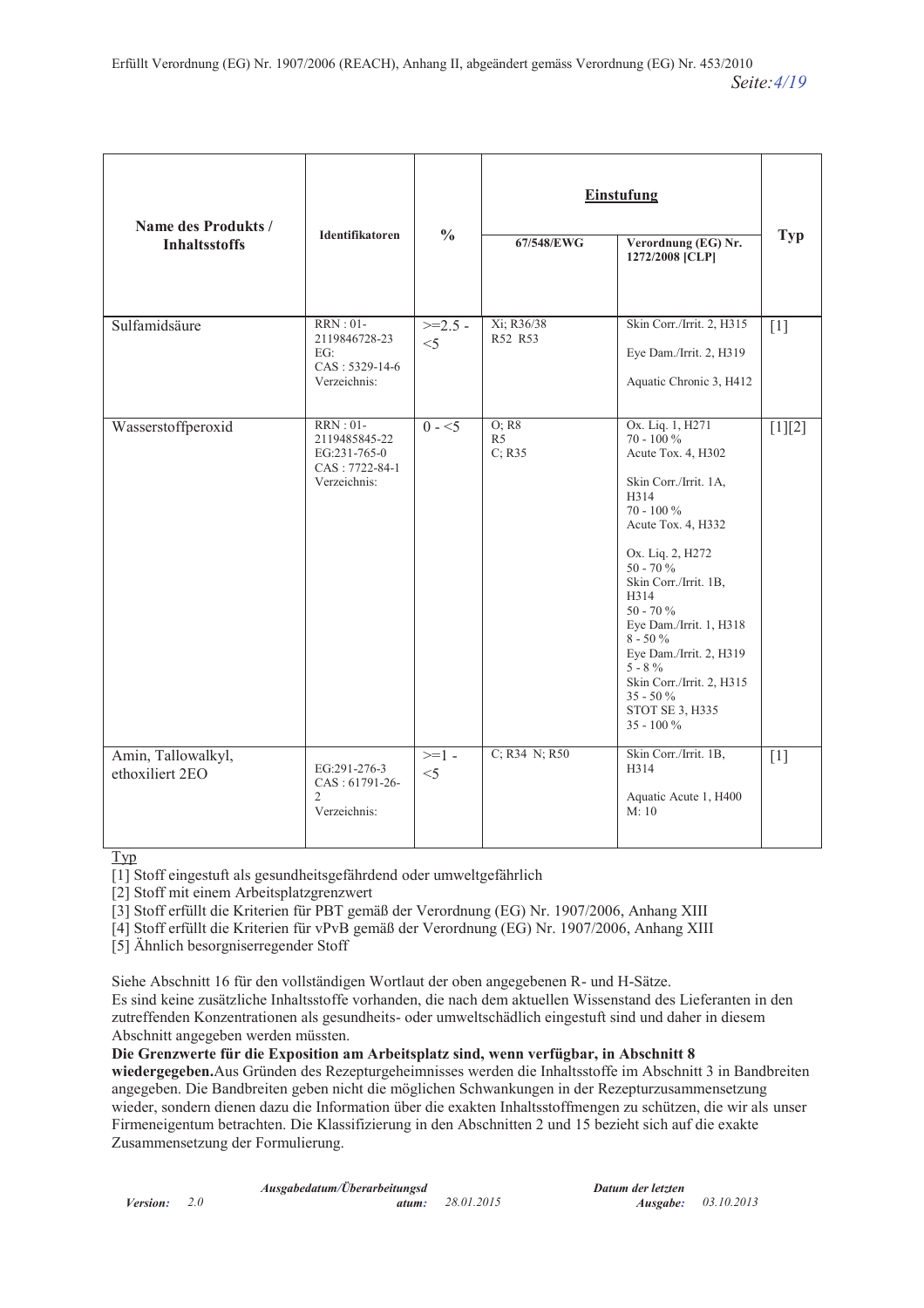| Name des Produkts / Inhaltsstoffs | Identifikatoren | % | Einstufung | | Typ |
|---|---|---|---|---|---|
| | | | 67/548/EWG | Verordnung (EG) Nr. 1272/2008 [CLP] | |
| Sulfamidsäure | RRN : 01-2119846728-23<br>EG:<br>CAS : 5329-14-6<br>Verzeichnis: | >=2.5 - <5 | Xi; R36/38<br>R52 R53 | Skin Corr./Irrit. 2, H315<br><br>Eye Dam./Irrit. 2, H319<br><br>Aquatic Chronic 3, H412 | [1] |
| Wasserstoffperoxid | RRN : 01-2119485845-22<br>EG:231-765-0<br>CAS : 7722-84-1<br>Verzeichnis: | 0 - <5 | O; R8<br>R5<br>C; R35 | Ox. Liq. 1, H271<br>70 - 100 %<br>Acute Tox. 4, H302<br><br>Skin Corr./Irrit. 1A, H314<br>70 - 100 %<br>Acute Tox. 4, H332<br><br>Ox. Liq. 2, H272<br>50 - 70 %<br>Skin Corr./Irrit. 1B, H314<br>50 - 70 %<br>Eye Dam./Irrit. 1, H318<br>8 - 50 %<br>Eye Dam./Irrit. 2, H319<br>5 - 8 %<br>Skin Corr./Irrit. 2, H315<br>35 - 50 %<br>STOT SE 3, H335<br>35 - 100 % | [1][2] |
| Amin, Tallowalkyl, ethoxiliert 2EO | EG:291-276-3<br>CAS : 61791-26-2<br>Verzeichnis: | >=1 - <5 | C; R34 N; R50 | Skin Corr./Irrit. 1B, H314<br><br>Aquatic Acute 1, H400<br>M: 10 | [1] |

Typ

[1] Stoff eingestuft als gesundheitsgefährdend oder umweltgefährlich

[2] Stoff mit einem Arbeitsplatzgrenzwert

[3] Stoff erfüllt die Kriterien für PBT gemäß der Verordnung (EG) Nr. 1907/2006, Anhang XIII

[4] Stoff erfüllt die Kriterien für vPvB gemäß der Verordnung (EG) Nr. 1907/2006, Anhang XIII

[5] Ähnlich besorgniserregender Stoff

Siehe Abschnitt 16 für den vollständigen Wortlaut der oben angegebenen R- und H-Sätze.
Es sind keine zusätzliche Inhaltsstoffe vorhanden, die nach dem aktuellen Wissenstand des Lieferanten in den zutreffenden Konzentrationen als gesundheits- oder umweltschädlich eingestuft sind und daher in diesem Abschnitt angegeben werden müssten.

**Die Grenzwerte für die Exposition am Arbeitsplatz sind, wenn verfügbar, in Abschnitt 8 wiedergegeben.** Aus Gründen des Rezepturgeheimnisses werden die Inhaltsstoffe im Abschnitt 3 in Bandbreiten angegeben. Die Bandbreiten geben nicht die möglichen Schwankungen in der Rezepturzusammensetzung wieder, sondern dienen dazu die Information über die exakten Inhaltsstoffmengen zu schützen, die wir als unser Firmeneigentum betrachten. Die Klassifizierung in den Abschnitten 2 und 15 bezieht sich auf die exakte Zusammensetzung der Formulierung.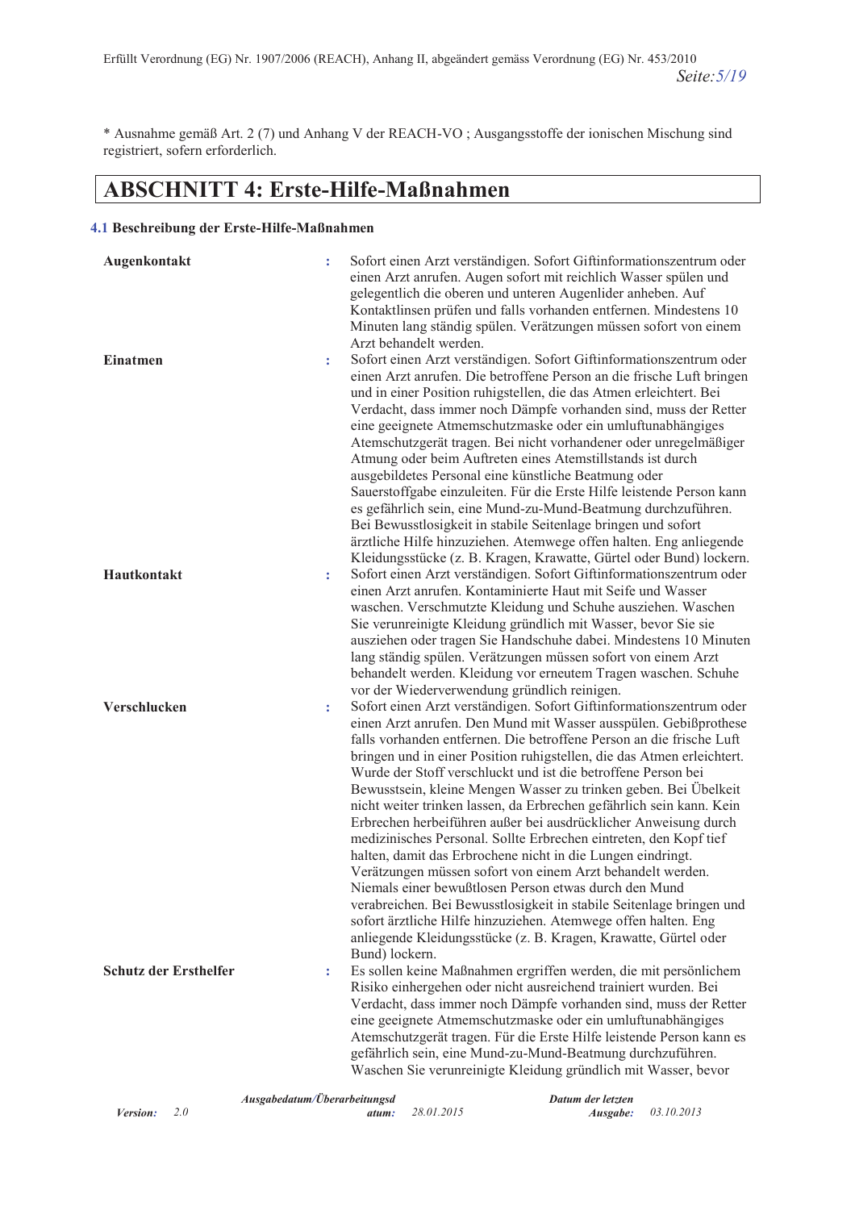* Ausnahme gemäß Art. 2 (7) und Anhang V der REACH-VO ; Ausgangsstoffe der ionischen Mischung sind registriert, sofern erforderlich.

## ABSCHNITT 4: Erste-Hilfe-Maßnahmen

### 4.1 Beschreibung der Erste-Hilfe-Maßnahmen

**Augenkontakt** : Sofort einen Arzt verständigen. Sofort Giftinformationszentrum oder einen Arzt anrufen. Augen sofort mit reichlich Wasser spülen und gelegentlich die oberen und unteren Augenlider anheben. Auf Kontaktlinsen prüfen und falls vorhanden entfernen. Mindestens 10 Minuten lang ständig spülen. Verätzungen müssen sofort von einem Arzt behandelt werden.

**Einatmen** : Sofort einen Arzt verständigen. Sofort Giftinformationszentrum oder einen Arzt anrufen. Die betroffene Person an die frische Luft bringen und in einer Position ruhigstellen, die das Atmen erleichtert. Bei Verdacht, dass immer noch Dämpfe vorhanden sind, muss der Retter eine geeignete Atmemschutzmaske oder ein umluftunabhängiges Atemschutzgerät tragen. Bei nicht vorhandener oder unregelmäßiger Atmung oder beim Auftreten eines Atemstillstands ist durch ausgebildetes Personal eine künstliche Beatmung oder Sauerstoffgabe einzuleiten. Für die Erste Hilfe leistende Person kann es gefährlich sein, eine Mund-zu-Mund-Beatmung durchzuführen. Bei Bewusstlosigkeit in stabile Seitenlage bringen und sofort ärztliche Hilfe hinzuziehen. Atemwege offen halten. Eng anliegende Kleidungsstücke (z. B. Kragen, Krawatte, Gürtel oder Bund) lockern.

**Hautkontakt** : Sofort einen Arzt verständigen. Sofort Giftinformationszentrum oder einen Arzt anrufen. Kontaminierte Haut mit Seife und Wasser waschen. Verschmutzte Kleidung und Schuhe ausziehen. Waschen Sie verunreinigte Kleidung gründlich mit Wasser, bevor Sie sie ausziehen oder tragen Sie Handschuhe dabei. Mindestens 10 Minuten lang ständig spülen. Verätzungen müssen sofort von einem Arzt behandelt werden. Kleidung vor erneutem Tragen waschen. Schuhe vor der Wiederverwendung gründlich reinigen.

**Verschlucken** : Sofort einen Arzt verständigen. Sofort Giftinformationszentrum oder einen Arzt anrufen. Den Mund mit Wasser ausspülen. Gebißprothese falls vorhanden entfernen. Die betroffene Person an die frische Luft bringen und in einer Position ruhigstellen, die das Atmen erleichtert. Wurde der Stoff verschluckt und ist die betroffene Person bei Bewusstsein, kleine Mengen Wasser zu trinken geben. Bei Übelkeit nicht weiter trinken lassen, da Erbrechen gefährlich sein kann. Kein Erbrechen herbeiführen außer bei ausdrücklicher Anweisung durch medizinisches Personal. Sollte Erbrechen eintreten, den Kopf tief halten, damit das Erbrochene nicht in die Lungen eindringt. Verätzungen müssen sofort von einem Arzt behandelt werden. Niemals einer bewußtlosen Person etwas durch den Mund verabreichen. Bei Bewusstlosigkeit in stabile Seitenlage bringen und sofort ärztliche Hilfe hinzuziehen. Atemwege offen halten. Eng anliegende Kleidungsstücke (z. B. Kragen, Krawatte, Gürtel oder Bund) lockern.

**Schutz der Ersthelfer** : Es sollen keine Maßnahmen ergriffen werden, die mit persönlichem Risiko einhergehen oder nicht ausreichend trainiert wurden. Bei Verdacht, dass immer noch Dämpfe vorhanden sind, muss der Retter eine geeignete Atmemschutzmaske oder ein umluftunabhängiges Atemschutzgerät tragen. Für die Erste Hilfe leistende Person kann es gefährlich sein, eine Mund-zu-Mund-Beatmung durchzuführen. Waschen Sie verunreinigte Kleidung gründlich mit Wasser, bevor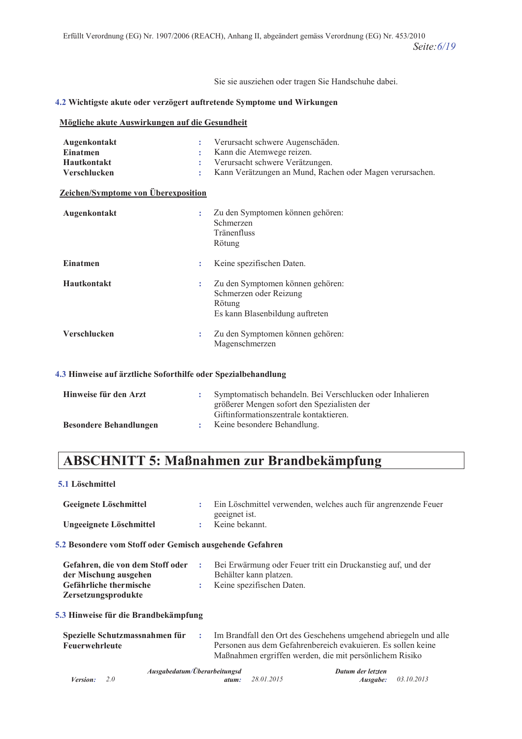Sie sie ausziehen oder tragen Sie Handschuhe dabei.

### 4.2 Wichtigste akute oder verzögert auftretende Symptome und Wirkungen

**Mögliche akute Auswirkungen auf die Gesundheit**

| | | |
|---|---|---|
| **Augenkontakt** | : | Verursacht schwere Augenschäden. |
| **Einatmen** | : | Kann die Atemwege reizen. |
| **Hautkontakt** | : | Verursacht schwere Verätzungen. |
| **Verschlucken** | : | Kann Verätzungen an Mund, Rachen oder Magen verursachen. |

**Zeichen/Symptome von Überexposition**

| | | |
|---|---|---|
| **Augenkontakt** | : | Zu den Symptomen können gehören:<br>Schmerzen<br>Tränenfluss<br>Rötung |
| **Einatmen** | : | Keine spezifischen Daten. |
| **Hautkontakt** | : | Zu den Symptomen können gehören:<br>Schmerzen oder Reizung<br>Rötung<br>Es kann Blasenbildung auftreten |
| **Verschlucken** | : | Zu den Symptomen können gehören:<br>Magenschmerzen |

### 4.3 Hinweise auf ärztliche Soforthilfe oder Spezialbehandlung

| | | |
|---|---|---|
| **Hinweise für den Arzt** | : | Symptomatisch behandeln. Bei Verschlucken oder Inhalieren größerer Mengen sofort den Spezialisten der Giftinformationszentrale kontaktieren. |
| **Besondere Behandlungen** | : | Keine besondere Behandlung. |

## ABSCHNITT 5: Maßnahmen zur Brandbekämpfung

### 5.1 Löschmittel

| | | |
|---|---|---|
| **Geeignete Löschmittel** | : | Ein Löschmittel verwenden, welches auch für angrenzende Feuer geeignet ist. |
| **Ungeeignete Löschmittel** | : | Keine bekannt. |

### 5.2 Besondere vom Stoff oder Gemisch ausgehende Gefahren

| | | |
|---|---|---|
| **Gefahren, die von dem Stoff oder der Mischung ausgehen** | : | Bei Erwärmung oder Feuer tritt ein Druckanstieg auf, und der Behälter kann platzen. |
| **Gefährliche thermische Zersetzungsprodukte** | : | Keine spezifischen Daten. |

### 5.3 Hinweise für die Brandbekämpfung

| | | |
|---|---|---|
| **Spezielle Schutzmassnahmen für Feuerwehrleute** | : | Im Brandfall den Ort des Geschehens umgehend abriegeln und alle Personen aus dem Gefahrenbereich evakuieren. Es sollen keine Maßnahmen ergriffen werden, die mit persönlichem Risiko |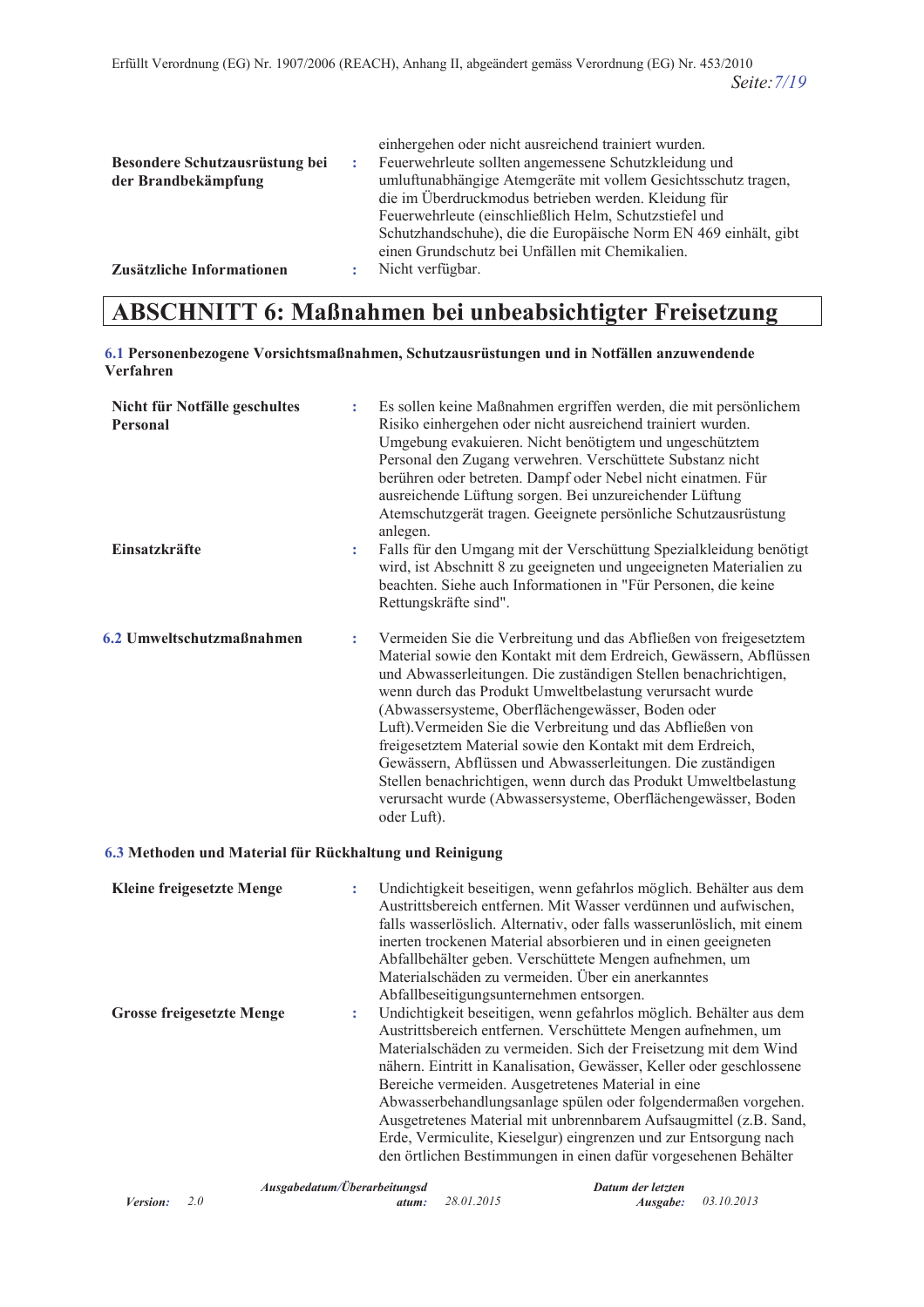einhergehen oder nicht ausreichend trainiert wurden.

**Besondere Schutzausrüstung bei der Brandbekämpfung** : Feuerwehrleute sollten angemessene Schutzkleidung und umluftunabhängige Atemgeräte mit vollem Gesichtsschutz tragen, die im Überdruckmodus betrieben werden. Kleidung für Feuerwehrleute (einschließlich Helm, Schutzstiefel und Schutzhandschuhe), die die Europäische Norm EN 469 einhält, gibt einen Grundschutz bei Unfällen mit Chemikalien.

**Zusätzliche Informationen** : Nicht verfügbar.

# ABSCHNITT 6: Maßnahmen bei unbeabsichtigter Freisetzung

### 6.1 Personenbezogene Vorsichtsmaßnahmen, Schutzausrüstungen und in Notfällen anzuwendende Verfahren

**Nicht für Notfälle geschultes Personal** : Es sollen keine Maßnahmen ergriffen werden, die mit persönlichem Risiko einhergehen oder nicht ausreichend trainiert wurden. Umgebung evakuieren. Nicht benötigtem und ungeschütztem Personal den Zugang verwehren. Verschüttete Substanz nicht berühren oder betreten. Dampf oder Nebel nicht einatmen. Für ausreichende Lüftung sorgen. Bei unzureichender Lüftung Atemschutzgerät tragen. Geeignete persönliche Schutzausrüstung anlegen.

**Einsatzkräfte** : Falls für den Umgang mit der Verschüttung Spezialkleidung benötigt wird, ist Abschnitt 8 zu geeigneten und ungeeigneten Materialien zu beachten. Siehe auch Informationen in "Für Personen, die keine Rettungskräfte sind".

### 6.2 Umweltschutzmaßnahmen

: Vermeiden Sie die Verbreitung und das Abfließen von freigesetztem Material sowie den Kontakt mit dem Erdreich, Gewässern, Abflüssen und Abwasserleitungen. Die zuständigen Stellen benachrichtigen, wenn durch das Produkt Umweltbelastung verursacht wurde (Abwassersysteme, Oberflächengewässer, Boden oder Luft).Vermeiden Sie die Verbreitung und das Abfließen von freigesetztem Material sowie den Kontakt mit dem Erdreich, Gewässern, Abflüssen und Abwasserleitungen. Die zuständigen Stellen benachrichtigen, wenn durch das Produkt Umweltbelastung verursacht wurde (Abwassersysteme, Oberflächengewässer, Boden oder Luft).

### 6.3 Methoden und Material für Rückhaltung und Reinigung

**Kleine freigesetzte Menge** : Undichtigkeit beseitigen, wenn gefahrlos möglich. Behälter aus dem Austrittsbereich entfernen. Mit Wasser verdünnen und aufwischen, falls wasserlöslich. Alternativ, oder falls wasserunlöslich, mit einem inerten trockenen Material absorbieren und in einen geeigneten Abfallbehälter geben. Verschüttete Mengen aufnehmen, um Materialschäden zu vermeiden. Über ein anerkanntes Abfallbeseitigungsunternehmen entsorgen.

**Grosse freigesetzte Menge** : Undichtigkeit beseitigen, wenn gefahrlos möglich. Behälter aus dem Austrittsbereich entfernen. Verschüttete Mengen aufnehmen, um Materialschäden zu vermeiden. Sich der Freisetzung mit dem Wind nähern. Eintritt in Kanalisation, Gewässer, Keller oder geschlossene Bereiche vermeiden. Ausgetretenes Material in eine Abwasserbehandlungsanlage spülen oder folgendermaßen vorgehen. Ausgetretenes Material mit unbrennbarem Aufsaugmittel (z.B. Sand, Erde, Vermiculite, Kieselgur) eingrenzen und zur Entsorgung nach den örtlichen Bestimmungen in einen dafür vorgesehenen Behälter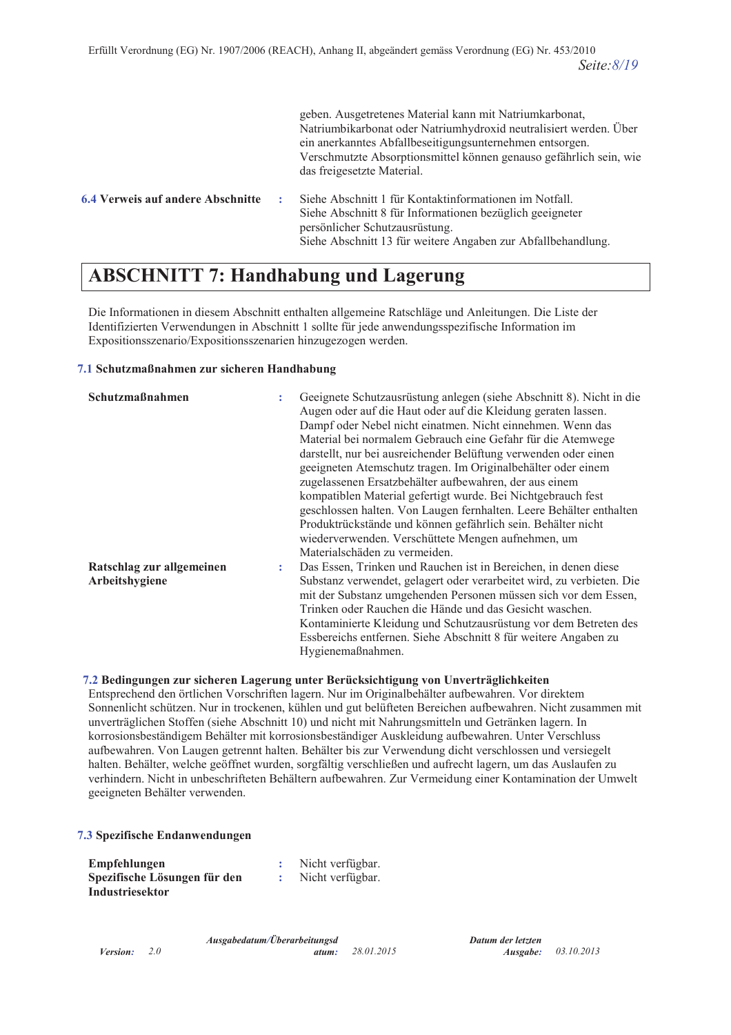geben. Ausgetretenes Material kann mit Natriumkarbonat, Natriumbikarbonat oder Natriumhydroxid neutralisiert werden. Über ein anerkanntes Abfallbeseitigungsunternehmen entsorgen. Verschmutzte Absorptionsmittel können genauso gefährlich sein, wie das freigesetzte Material.

**6.4 Verweis auf andere Abschnitte** : Siehe Abschnitt 1 für Kontaktinformationen im Notfall. Siehe Abschnitt 8 für Informationen bezüglich geeigneter persönlicher Schutzausrüstung. Siehe Abschnitt 13 für weitere Angaben zur Abfallbehandlung.

# ABSCHNITT 7: Handhabung und Lagerung

Die Informationen in diesem Abschnitt enthalten allgemeine Ratschläge und Anleitungen. Die Liste der Identifizierten Verwendungen in Abschnitt 1 sollte für jede anwendungsspezifische Information im Expositionsszenario/Expositionsszenarien hinzugezogen werden.

### 7.1 Schutzmaßnahmen zur sicheren Handhabung

**Schutzmaßnahmen** : Geeignete Schutzausrüstung anlegen (siehe Abschnitt 8). Nicht in die Augen oder auf die Haut oder auf die Kleidung geraten lassen. Dampf oder Nebel nicht einatmen. Nicht einnehmen. Wenn das Material bei normalem Gebrauch eine Gefahr für die Atemwege darstellt, nur bei ausreichender Belüftung verwenden oder einen geeigneten Atemschutz tragen. Im Originalbehälter oder einem zugelassenen Ersatzbehälter aufbewahren, der aus einem kompatiblen Material gefertigt wurde. Bei Nichtgebrauch fest geschlossen halten. Von Laugen fernhalten. Leere Behälter enthalten Produktrückstände und können gefährlich sein. Behälter nicht wiederverwenden. Verschüttete Mengen aufnehmen, um Materialschäden zu vermeiden.

**Ratschlag zur allgemeinen Arbeitshygiene** : Das Essen, Trinken und Rauchen ist in Bereichen, in denen diese Substanz verwendet, gelagert oder verarbeitet wird, zu verbieten. Die mit der Substanz umgehenden Personen müssen sich vor dem Essen, Trinken oder Rauchen die Hände und das Gesicht waschen. Kontaminierte Kleidung und Schutzausrüstung vor dem Betreten des Essbereichs entfernen. Siehe Abschnitt 8 für weitere Angaben zu Hygienemaßnahmen.

### 7.2 Bedingungen zur sicheren Lagerung unter Berücksichtigung von Unverträglichkeiten

Entsprechend den örtlichen Vorschriften lagern. Nur im Originalbehälter aufbewahren. Vor direktem Sonnenlicht schützen. Nur in trockenen, kühlen und gut belüfteten Bereichen aufbewahren. Nicht zusammen mit unverträglichen Stoffen (siehe Abschnitt 10) und nicht mit Nahrungsmitteln und Getränken lagern. In korrosionsbeständigem Behälter mit korrosionsbeständiger Auskleidung aufbewahren. Unter Verschluss aufbewahren. Von Laugen getrennt halten. Behälter bis zur Verwendung dicht verschlossen und versiegelt halten. Behälter, welche geöffnet wurden, sorgfältig verschließen und aufrecht lagern, um das Auslaufen zu verhindern. Nicht in unbeschrifteten Behältern aufbewahren. Zur Vermeidung einer Kontamination der Umwelt geeigneten Behälter verwenden.

### 7.3 Spezifische Endanwendungen

**Empfehlungen** : Nicht verfügbar.

**Spezifische Lösungen für den Industriesektor** : Nicht verfügbar.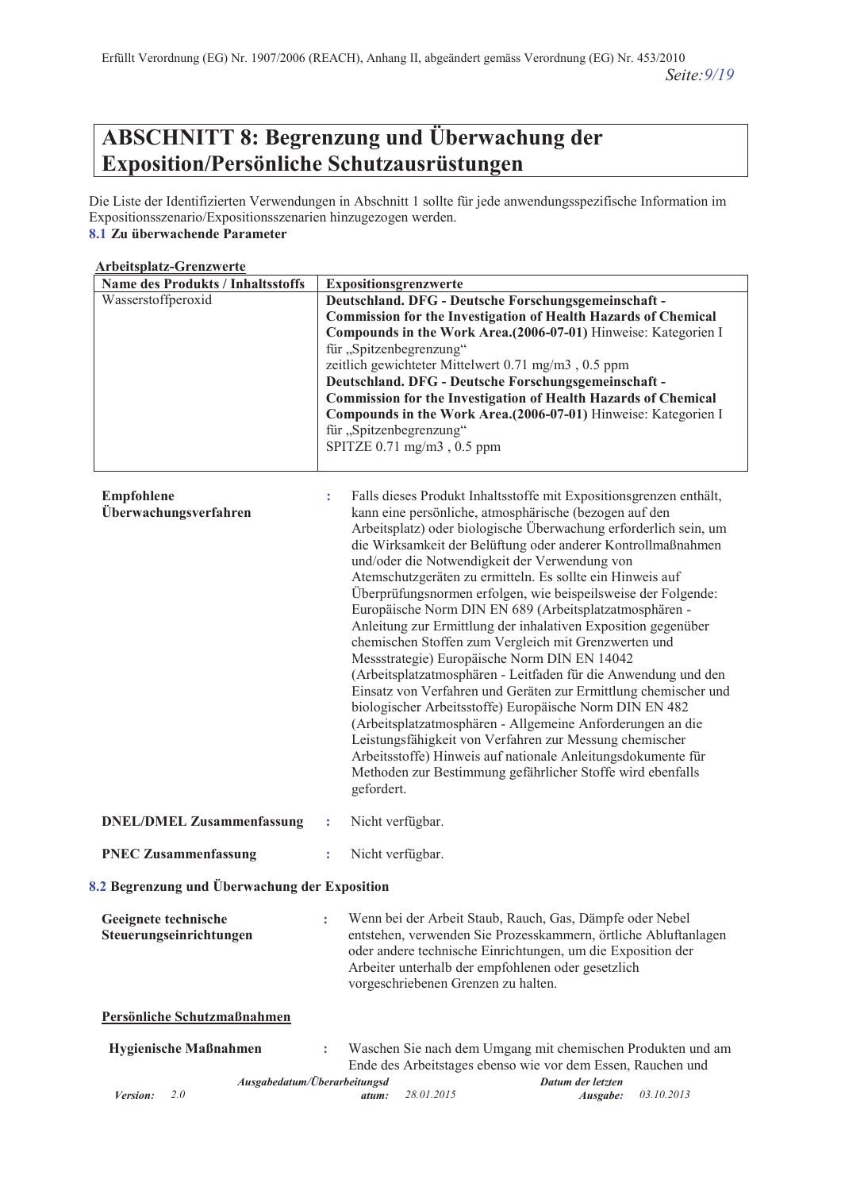## ABSCHNITT 8: Begrenzung und Überwachung der Exposition/Persönliche Schutzausrüstungen

Die Liste der Identifizierten Verwendungen in Abschnitt 1 sollte für jede anwendungsspezifische Information im Expositionsszenario/Expositionsszenarien hinzugezogen werden.

**8.1 Zu überwachende Parameter**

**Arbeitsplatz-Grenzwerte**

| Name des Produkts / Inhaltsstoffs | Expositionsgrenzwerte |
|---|---|
| Wasserstoffperoxid | **Deutschland. DFG - Deutsche Forschungsgemeinschaft - Commission for the Investigation of Health Hazards of Chemical Compounds in the Work Area.(2006-07-01)** Hinweise: Kategorien I für „Spitzenbegrenzung" zeitlich gewichteter Mittelwert 0.71 mg/m3 , 0.5 ppm **Deutschland. DFG - Deutsche Forschungsgemeinschaft - Commission for the Investigation of Health Hazards of Chemical Compounds in the Work Area.(2006-07-01)** Hinweise: Kategorien I für „Spitzenbegrenzung" SPITZE 0.71 mg/m3 , 0.5 ppm |

**Empfohlene Überwachungsverfahren** : Falls dieses Produkt Inhaltsstoffe mit Expositionsgrenzen enthält, kann eine persönliche, atmosphärische (bezogen auf den Arbeitsplatz) oder biologische Überwachung erforderlich sein, um die Wirksamkeit der Belüftung oder anderer Kontrollmaßnahmen und/oder die Notwendigkeit der Verwendung von Atemschutzgeräten zu ermitteln. Es sollte ein Hinweis auf Überprüfungsnormen erfolgen, wie beispielsweise der Folgende: Europäische Norm DIN EN 689 (Arbeitsplatzatmosphären - Anleitung zur Ermittlung der inhalativen Exposition gegenüber chemischen Stoffen zum Vergleich mit Grenzwerten und Messstrategie) Europäische Norm DIN EN 14042 (Arbeitsplatzatmosphären - Leitfaden für die Anwendung und den Einsatz von Verfahren und Geräten zur Ermittlung chemischer und biologischer Arbeitsstoffe) Europäische Norm DIN EN 482 (Arbeitsplatzatmosphären - Allgemeine Anforderungen an die Leistungsfähigkeit von Verfahren zur Messung chemischer Arbeitsstoffe) Hinweis auf nationale Anleitungsdokumente für Methoden zur Bestimmung gefährlicher Stoffe wird ebenfalls gefordert.

**DNEL/DMEL Zusammenfassung** : Nicht verfügbar.

**PNEC Zusammenfassung** : Nicht verfügbar.

**8.2 Begrenzung und Überwachung der Exposition**

**Geeignete technische Steuerungseinrichtungen** : Wenn bei der Arbeit Staub, Rauch, Gas, Dämpfe oder Nebel entstehen, verwenden Sie Prozesskammern, örtliche Abluftanlagen oder andere technische Einrichtungen, um die Exposition der Arbeiter unterhalb der empfohlenen oder gesetzlich vorgeschriebenen Grenzen zu halten.

**Persönliche Schutzmaßnahmen**

**Hygienische Maßnahmen** : Waschen Sie nach dem Umgang mit chemischen Produkten und am Ende des Arbeitstages ebenso wie vor dem Essen, Rauchen und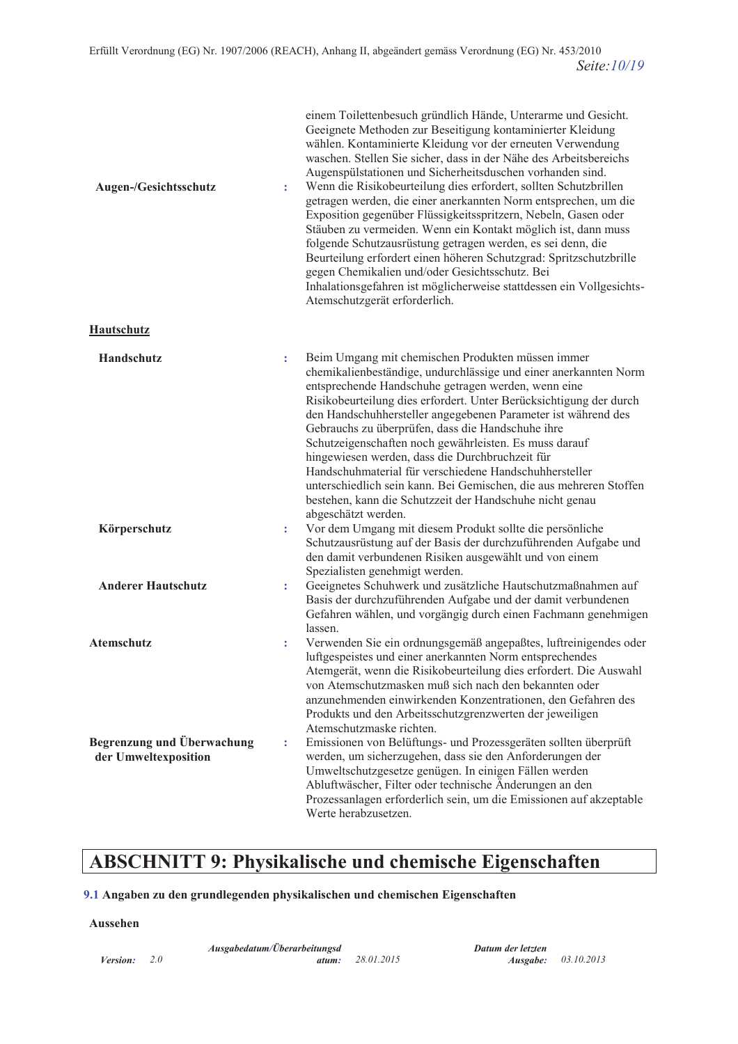einem Toilettenbesuch gründlich Hände, Unterarme und Gesicht. Geeignete Methoden zur Beseitigung kontaminierter Kleidung wählen. Kontaminierte Kleidung vor der erneuten Verwendung waschen. Stellen Sie sicher, dass in der Nähe des Arbeitsbereichs Augenspülstationen und Sicherheitsduschen vorhanden sind.

**Augen-/Gesichtsschutz** : Wenn die Risikobeurteilung dies erfordert, sollten Schutzbrillen getragen werden, die einer anerkannten Norm entsprechen, um die Exposition gegenüber Flüssigkeitsspritzern, Nebeln, Gasen oder Stäuben zu vermeiden. Wenn ein Kontakt möglich ist, dann muss folgende Schutzausrüstung getragen werden, es sei denn, die Beurteilung erfordert einen höheren Schutzgrad: Spritzschutzbrille gegen Chemikalien und/oder Gesichtsschutz. Bei Inhalationsgefahren ist möglicherweise stattdessen ein Vollgesichts-Atemschutzgerät erforderlich.

**Hautschutz**

**Handschutz** : Beim Umgang mit chemischen Produkten müssen immer chemikalienbeständige, undurchlässige und einer anerkannten Norm entsprechende Handschuhe getragen werden, wenn eine Risikobeurteilung dies erfordert. Unter Berücksichtigung der durch den Handschuhhersteller angegebenen Parameter ist während des Gebrauchs zu überprüfen, dass die Handschuhe ihre Schutzeigenschaften noch gewährleisten. Es muss darauf hingewiesen werden, dass die Durchbruchzeit für Handschuhmaterial für verschiedene Handschuhhersteller unterschiedlich sein kann. Bei Gemischen, die aus mehreren Stoffen bestehen, kann die Schutzzeit der Handschuhe nicht genau abgeschätzt werden.

**Körperschutz** : Vor dem Umgang mit diesem Produkt sollte die persönliche Schutzausrüstung auf der Basis der durchzuführenden Aufgabe und den damit verbundenen Risiken ausgewählt und von einem Spezialisten genehmigt werden.

**Anderer Hautschutz** : Geeignetes Schuhwerk und zusätzliche Hautschutzmaßnahmen auf Basis der durchzuführenden Aufgabe und der damit verbundenen Gefahren wählen, und vorgängig durch einen Fachmann genehmigen lassen.

**Atemschutz** : Verwenden Sie ein ordnungsgemäß angepaßtes, luftreinigendes oder luftgespeistes und einer anerkannten Norm entsprechendes Atemgerät, wenn die Risikobeurteilung dies erfordert. Die Auswahl von Atemschutzmasken muß sich nach den bekannten oder anzunehmenden einwirkenden Konzentrationen, den Gefahren des Produkts und den Arbeitsschutzgrenzwerten der jeweiligen Atemschutzmaske richten.

**Begrenzung und Überwachung der Umweltexposition** : Emissionen von Belüftungs- und Prozessgeräten sollten überprüft werden, um sicherzugehen, dass sie den Anforderungen der Umweltschutzgesetze genügen. In einigen Fällen werden Abluftwäscher, Filter oder technische Änderungen an den Prozessanlagen erforderlich sein, um die Emissionen auf akzeptable Werte herabzusetzen.

# ABSCHNITT 9: Physikalische und chemische Eigenschaften

## 9.1 Angaben zu den grundlegenden physikalischen und chemischen Eigenschaften

**Aussehen**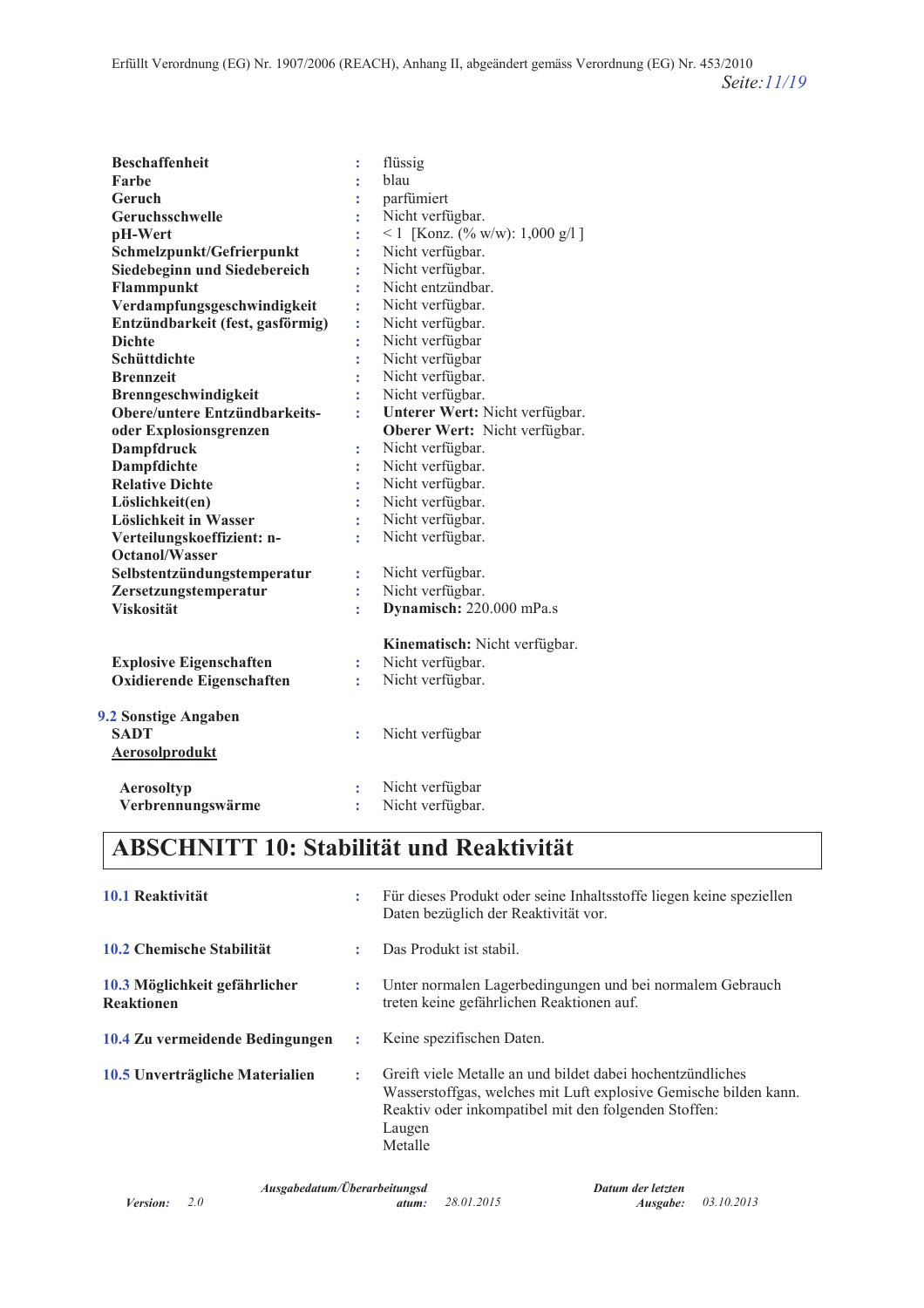| | | |
|---|---|---|
| **Beschaffenheit** | : | flüssig |
| **Farbe** | : | blau |
| **Geruch** | : | parfümiert |
| **Geruchsschwelle** | : | Nicht verfügbar. |
| **pH-Wert** | : | < 1 [Konz. (% w/w): 1,000 g/l ] |
| **Schmelzpunkt/Gefrierpunkt** | : | Nicht verfügbar. |
| **Siedebeginn und Siedebereich** | : | Nicht verfügbar. |
| **Flammpunkt** | : | Nicht entzündbar. |
| **Verdampfungsgeschwindigkeit** | : | Nicht verfügbar. |
| **Entzündbarkeit (fest, gasförmig)** | : | Nicht verfügbar. |
| **Dichte** | : | Nicht verfügbar |
| **Schüttdichte** | : | Nicht verfügbar |
| **Brennzeit** | : | Nicht verfügbar. |
| **Brenngeschwindigkeit** | : | Nicht verfügbar. |
| **Obere/untere Entzündbarkeits- oder Explosionsgrenzen** | : | **Unterer Wert:** Nicht verfügbar.<br>**Oberer Wert:** Nicht verfügbar. |
| **Dampfdruck** | : | Nicht verfügbar. |
| **Dampfdichte** | : | Nicht verfügbar. |
| **Relative Dichte** | : | Nicht verfügbar. |
| **Löslichkeit(en)** | : | Nicht verfügbar. |
| **Löslichkeit in Wasser** | : | Nicht verfügbar. |
| **Verteilungskoeffizient: n-Octanol/Wasser** | : | Nicht verfügbar. |
| **Selbstentzündungstemperatur** | : | Nicht verfügbar. |
| **Zersetzungstemperatur** | : | Nicht verfügbar. |
| **Viskosität** | : | **Dynamisch:** 220.000 mPa.s<br><br>**Kinematisch:** Nicht verfügbar. |
| **Explosive Eigenschaften** | : | Nicht verfügbar. |
| **Oxidierende Eigenschaften** | : | Nicht verfügbar. |

**9.2 Sonstige Angaben**

| | | |
|---|---|---|
| **SADT** | : | Nicht verfügbar |

**Aerosolprodukt**

| | | |
|---|---|---|
| **Aerosoltyp** | : | Nicht verfügbar |
| **Verbrennungswärme** | : | Nicht verfügbar. |

## ABSCHNITT 10: Stabilität und Reaktivität

| | | |
|---|---|---|
| **10.1 Reaktivität** | : | Für dieses Produkt oder seine Inhaltsstoffe liegen keine speziellen Daten bezüglich der Reaktivität vor. |
| **10.2 Chemische Stabilität** | : | Das Produkt ist stabil. |
| **10.3 Möglichkeit gefährlicher Reaktionen** | : | Unter normalen Lagerbedingungen und bei normalem Gebrauch treten keine gefährlichen Reaktionen auf. |
| **10.4 Zu vermeidende Bedingungen** | : | Keine spezifischen Daten. |
| **10.5 Unverträgliche Materialien** | : | Greift viele Metalle an und bildet dabei hochentzündliches Wasserstoffgas, welches mit Luft explosive Gemische bilden kann.<br>Reaktiv oder inkompatibel mit den folgenden Stoffen:<br>Laugen<br>Metalle |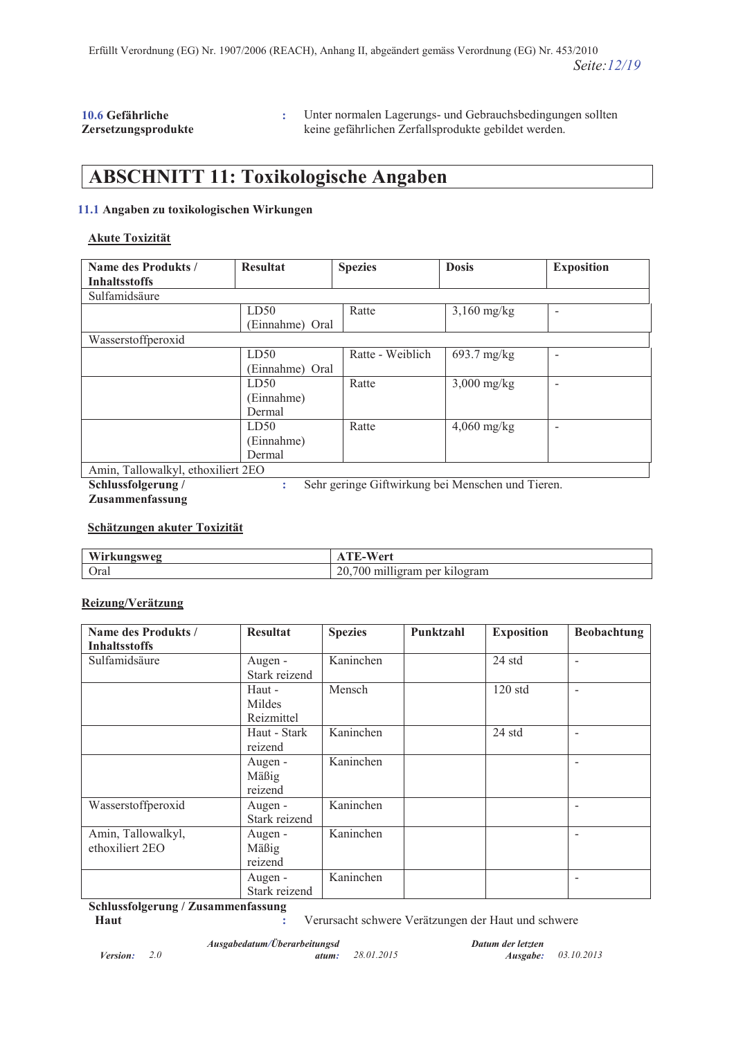**10.6 Gefährliche Zersetzungsprodukte** : Unter normalen Lagerungs- und Gebrauchsbedingungen sollten keine gefährlichen Zerfallsprodukte gebildet werden.

# ABSCHNITT 11: Toxikologische Angaben

**11.1 Angaben zu toxikologischen Wirkungen**

**Akute Toxizität**

| Name des Produkts / Inhaltsstoffs | Resultat | Spezies | Dosis | Exposition |
|---|---|---|---|---|
| Sulfamidsäure | | | | |
| | LD50 (Einnahme) Oral | Ratte | 3,160 mg/kg | - |
| Wasserstoffperoxid | | | | |
| | LD50 (Einnahme) Oral | Ratte - Weiblich | 693.7 mg/kg | - |
| | LD50 (Einnahme) Dermal | Ratte | 3,000 mg/kg | - |
| | LD50 (Einnahme) Dermal | Ratte | 4,060 mg/kg | - |
| Amin, Tallowalkyl, ethoxiliert 2EO | | | | |

**Schlussfolgerung / Zusammenfassung** : Sehr geringe Giftwirkung bei Menschen und Tieren.

**Schätzungen akuter Toxizität**

| Wirkungsweg | ATE-Wert |
|---|---|
| Oral | 20,700 milligram per kilogram |

**Reizung/Verätzung**

| Name des Produkts / Inhaltsstoffs | Resultat | Spezies | Punktzahl | Exposition | Beobachtung |
|---|---|---|---|---|---|
| Sulfamidsäure | Augen - Stark reizend | Kaninchen | | 24 std | - |
| | Haut - Mildes Reizmittel | Mensch | | 120 std | - |
| | Haut - Stark reizend | Kaninchen | | 24 std | - |
| | Augen - Mäßig reizend | Kaninchen | | | - |
| Wasserstoffperoxid | Augen - Stark reizend | Kaninchen | | | - |
| Amin, Tallowalkyl, ethoxiliert 2EO | Augen - Mäßig reizend | Kaninchen | | | - |
| | Augen - Stark reizend | Kaninchen | | | - |

**Schlussfolgerung / Zusammenfassung**

**Haut** : Verursacht schwere Verätzungen der Haut und schwere

*Version:* 2.0 *Ausgabedatum/Überarbeitungsdatum:* 28.01.2015 *Datum der letzten Ausgabe:* 03.10.2013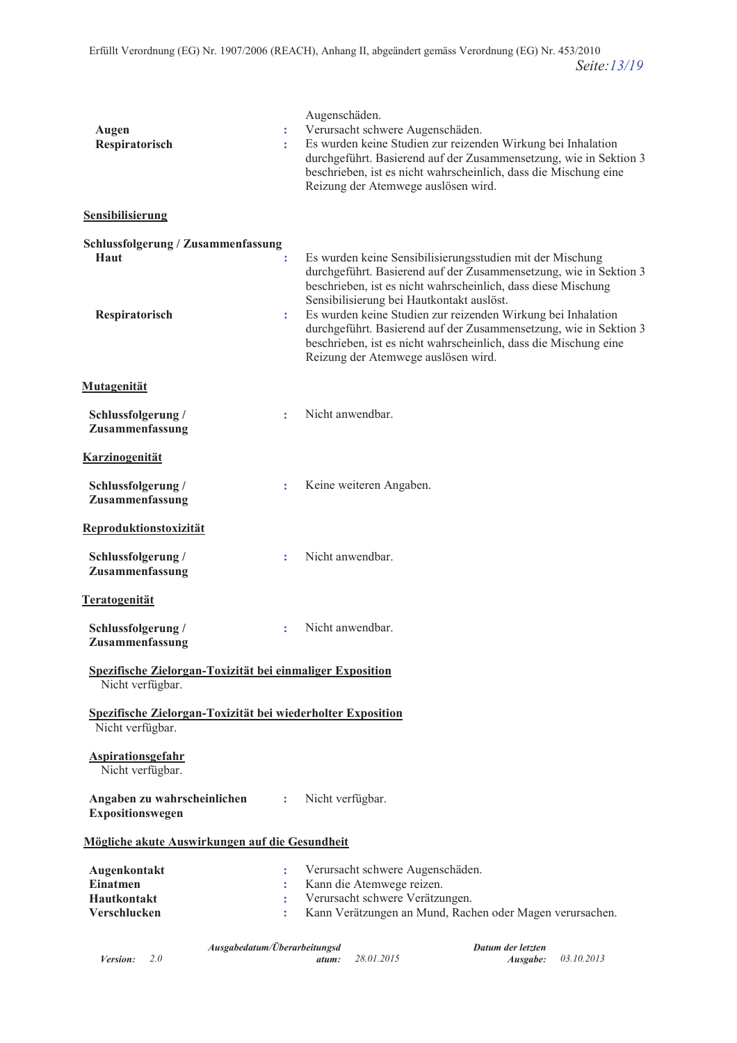Augenschäden.

**Augen** : Verursacht schwere Augenschäden.

**Respiratorisch** : Es wurden keine Studien zur reizenden Wirkung bei Inhalation durchgeführt. Basierend auf der Zusammensetzung, wie in Sektion 3 beschrieben, ist es nicht wahrscheinlich, dass die Mischung eine Reizung der Atemwege auslösen wird.

**Sensibilisierung**

**Schlussfolgerung / Zusammenfassung**

**Haut** : Es wurden keine Sensibilisierungsstudien mit der Mischung durchgeführt. Basierend auf der Zusammensetzung, wie in Sektion 3 beschrieben, ist es nicht wahrscheinlich, dass diese Mischung Sensibilisierung bei Hautkontakt auslöst.

**Respiratorisch** : Es wurden keine Studien zur reizenden Wirkung bei Inhalation durchgeführt. Basierend auf der Zusammensetzung, wie in Sektion 3 beschrieben, ist es nicht wahrscheinlich, dass die Mischung eine Reizung der Atemwege auslösen wird.

**Mutagenität**

**Schlussfolgerung / Zusammenfassung** : Nicht anwendbar.

**Karzinogenität**

**Schlussfolgerung / Zusammenfassung** : Keine weiteren Angaben.

**Reproduktionstoxizität**

**Schlussfolgerung / Zusammenfassung** : Nicht anwendbar.

**Teratogenität**

**Schlussfolgerung / Zusammenfassung** : Nicht anwendbar.

**Spezifische Zielorgan-Toxizität bei einmaliger Exposition**

Nicht verfügbar.

**Spezifische Zielorgan-Toxizität bei wiederholter Exposition**

Nicht verfügbar.

**Aspirationsgefahr**

Nicht verfügbar.

**Angaben zu wahrscheinlichen Expositionswegen** : Nicht verfügbar.

**Mögliche akute Auswirkungen auf die Gesundheit**

**Augenkontakt** : Verursacht schwere Augenschäden.

**Einatmen** : Kann die Atemwege reizen.

**Hautkontakt** : Verursacht schwere Verätzungen.

**Verschlucken** : Kann Verätzungen an Mund, Rachen oder Magen verursachen.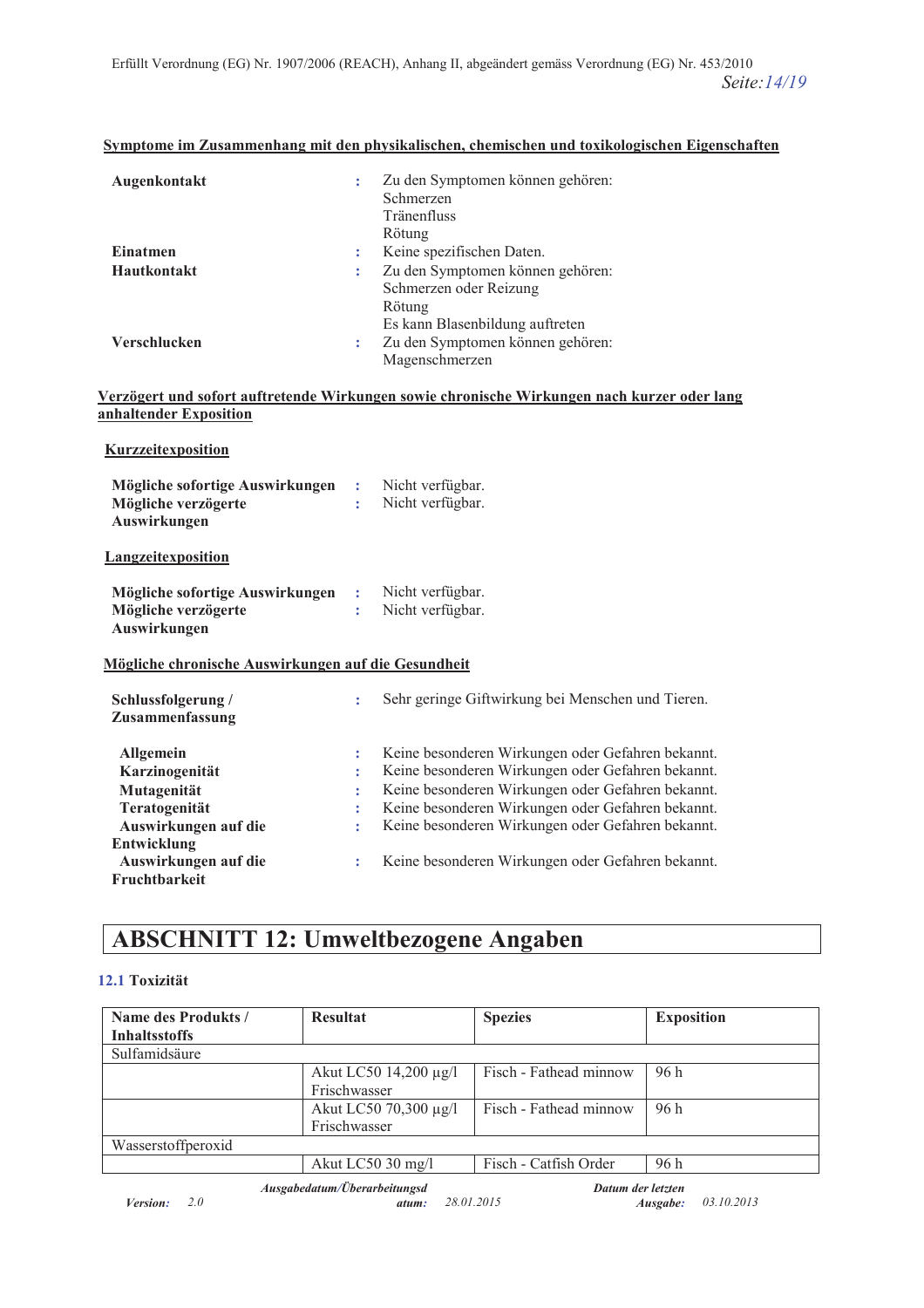**Symptome im Zusammenhang mit den physikalischen, chemischen und toxikologischen Eigenschaften**

| | | |
|---|---|---|
| **Augenkontakt** | : | Zu den Symptomen können gehören:<br>Schmerzen<br>Tränenfluss<br>Rötung |
| **Einatmen** | : | Keine spezifischen Daten. |
| **Hautkontakt** | : | Zu den Symptomen können gehören:<br>Schmerzen oder Reizung<br>Rötung<br>Es kann Blasenbildung auftreten |
| **Verschlucken** | : | Zu den Symptomen können gehören:<br>Magenschmerzen |

**Verzögert und sofort auftretende Wirkungen sowie chronische Wirkungen nach kurzer oder lang anhaltender Exposition**

**Kurzzeitexposition**

| | | |
|---|---|---|
| **Mögliche sofortige Auswirkungen** | : | Nicht verfügbar. |
| **Mögliche verzögerte Auswirkungen** | : | Nicht verfügbar. |

**Langzeitexposition**

| | | |
|---|---|---|
| **Mögliche sofortige Auswirkungen** | : | Nicht verfügbar. |
| **Mögliche verzögerte Auswirkungen** | : | Nicht verfügbar. |

**Mögliche chronische Auswirkungen auf die Gesundheit**

| | | |
|---|---|---|
| **Schlussfolgerung / Zusammenfassung** | : | Sehr geringe Giftwirkung bei Menschen und Tieren. |
| **Allgemein** | : | Keine besonderen Wirkungen oder Gefahren bekannt. |
| **Karzinogenität** | : | Keine besonderen Wirkungen oder Gefahren bekannt. |
| **Mutagenität** | : | Keine besonderen Wirkungen oder Gefahren bekannt. |
| **Teratogenität** | : | Keine besonderen Wirkungen oder Gefahren bekannt. |
| **Auswirkungen auf die Entwicklung** | : | Keine besonderen Wirkungen oder Gefahren bekannt. |
| **Auswirkungen auf die Fruchtbarkeit** | : | Keine besonderen Wirkungen oder Gefahren bekannt. |

## ABSCHNITT 12: Umweltbezogene Angaben

### 12.1 Toxizität

| Name des Produkts / Inhaltsstoffs | Resultat | Spezies | Exposition |
|---|---|---|---|
| Sulfamidsäure | | | |
| | Akut LC50 14,200 µg/l Frischwasser | Fisch - Fathead minnow | 96 h |
| | Akut LC50 70,300 µg/l Frischwasser | Fisch - Fathead minnow | 96 h |
| Wasserstoffperoxid | | | |
| | Akut LC50 30 mg/l | Fisch - Catfish Order | 96 h |

*Version:* 2.0 *Ausgabedatum/Überarbeitungsdatum:* 28.01.2015 *Datum der letzten Ausgabe:* 03.10.2013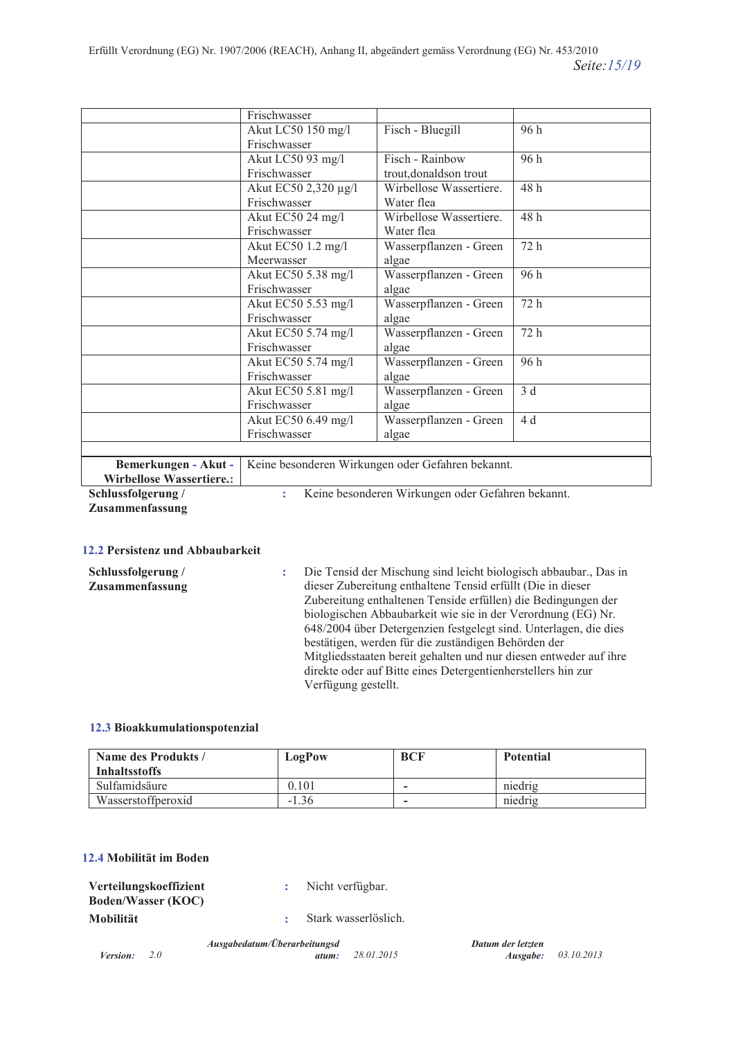| | | | |
|---|---|---|---|
| | Frischwasser | | |
| | Akut LC50 150 mg/l Frischwasser | Fisch - Bluegill | 96 h |
| | Akut LC50 93 mg/l Frischwasser | Fisch - Rainbow trout,donaldson trout | 96 h |
| | Akut EC50 2,320 µg/l Frischwasser | Wirbellose Wassertiere. Water flea | 48 h |
| | Akut EC50 24 mg/l Frischwasser | Wirbellose Wassertiere. Water flea | 48 h |
| | Akut EC50 1.2 mg/l Meerwasser | Wasserpflanzen - Green algae | 72 h |
| | Akut EC50 5.38 mg/l Frischwasser | Wasserpflanzen - Green algae | 96 h |
| | Akut EC50 5.53 mg/l Frischwasser | Wasserpflanzen - Green algae | 72 h |
| | Akut EC50 5.74 mg/l Frischwasser | Wasserpflanzen - Green algae | 72 h |
| | Akut EC50 5.74 mg/l Frischwasser | Wasserpflanzen - Green algae | 96 h |
| | Akut EC50 5.81 mg/l Frischwasser | Wasserpflanzen - Green algae | 3 d |
| | Akut EC50 6.49 mg/l Frischwasser | Wasserpflanzen - Green algae | 4 d |
| | | | |
| **Bemerkungen - Akut - Wirbellose Wassertiere.:** | Keine besonderen Wirkungen oder Gefahren bekannt. | | |

**Schlussfolgerung / Zusammenfassung** : Keine besonderen Wirkungen oder Gefahren bekannt.

## 12.2 Persistenz und Abbaubarkeit

**Schlussfolgerung / Zusammenfassung** : Die Tensid der Mischung sind leicht biologisch abbaubar., Das in dieser Zubereitung enthaltene Tensid erfüllt (Die in dieser Zubereitung enthaltenen Tenside erfüllen) die Bedingungen der biologischen Abbaubarkeit wie sie in der Verordnung (EG) Nr. 648/2004 über Detergenzien festgelegt sind. Unterlagen, die dies bestätigen, werden für die zuständigen Behörden der Mitgliedsstaaten bereit gehalten und nur diesen entweder auf ihre direkte oder auf Bitte eines Detergentienherstellers hin zur Verfügung gestellt.

## 12.3 Bioakkumulationspotenzial

| Name des Produkts / Inhaltsstoffs | LogPow | BCF | Potential |
|---|---|---|---|
| Sulfamidsäure | 0.101 | - | niedrig |
| Wasserstoffperoxid | -1.36 | - | niedrig |

## 12.4 Mobilität im Boden

**Verteilungskoeffizient Boden/Wasser (KOC)** : Nicht verfügbar.

**Mobilität** : Stark wasserlöslich.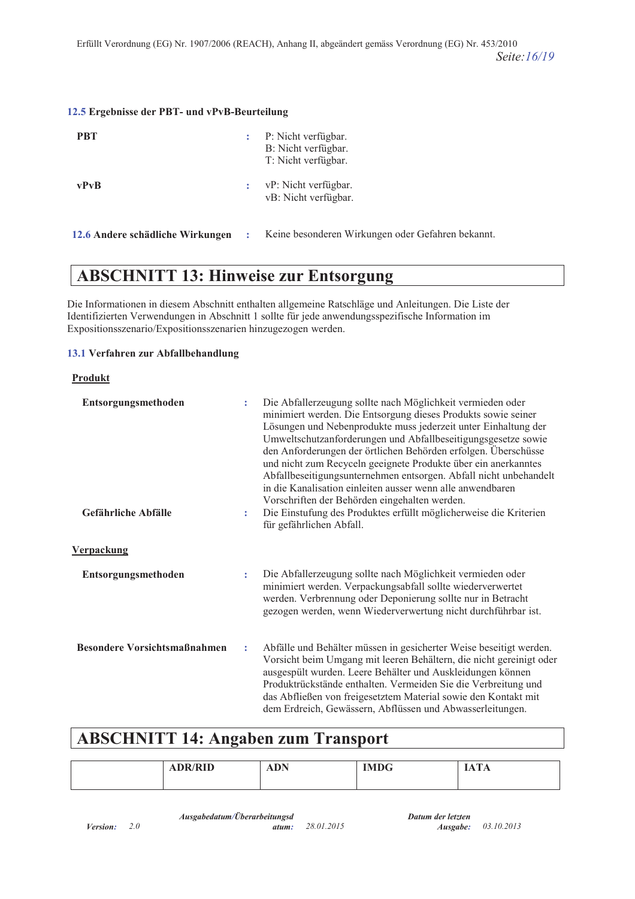### 12.5 Ergebnisse der PBT- und vPvB-Beurteilung

**PBT** : P: Nicht verfügbar.
B: Nicht verfügbar.
T: Nicht verfügbar.

**vPvB** : vP: Nicht verfügbar.
vB: Nicht verfügbar.

**12.6 Andere schädliche Wirkungen** : Keine besonderen Wirkungen oder Gefahren bekannt.

## ABSCHNITT 13: Hinweise zur Entsorgung

Die Informationen in diesem Abschnitt enthalten allgemeine Ratschläge und Anleitungen. Die Liste der Identifizierten Verwendungen in Abschnitt 1 sollte für jede anwendungsspezifische Information im Expositionsszenario/Expositionsszenarien hinzugezogen werden.

### 13.1 Verfahren zur Abfallbehandlung

**Produkt**

**Entsorgungsmethoden** : Die Abfallerzeugung sollte nach Möglichkeit vermieden oder minimiert werden. Die Entsorgung dieses Produkts sowie seiner Lösungen und Nebenprodukte muss jederzeit unter Einhaltung der Umweltschutzanforderungen und Abfallbeseitigungsgesetze sowie den Anforderungen der örtlichen Behörden erfolgen. Überschüsse und nicht zum Recyceln geeignete Produkte über ein anerkanntes Abfallbeseitigungsunternehmen entsorgen. Abfall nicht unbehandelt in die Kanalisation einleiten ausser wenn alle anwendbaren Vorschriften der Behörden eingehalten werden.

**Gefährliche Abfälle** : Die Einstufung des Produktes erfüllt möglicherweise die Kriterien für gefährlichen Abfall.

**Verpackung**

**Entsorgungsmethoden** : Die Abfallerzeugung sollte nach Möglichkeit vermieden oder minimiert werden. Verpackungsabfall sollte wiederverwertet werden. Verbrennung oder Deponierung sollte nur in Betracht gezogen werden, wenn Wiederverwertung nicht durchführbar ist.

**Besondere Vorsichtsmaßnahmen** : Abfälle und Behälter müssen in gesicherter Weise beseitigt werden. Vorsicht beim Umgang mit leeren Behältern, die nicht gereinigt oder ausgespült wurden. Leere Behälter und Auskleidungen können Produktrückstände enthalten. Vermeiden Sie die Verbreitung und das Abfließen von freigesetztem Material sowie den Kontakt mit dem Erdreich, Gewässern, Abflüssen und Abwasserleitungen.

## ABSCHNITT 14: Angaben zum Transport

| | ADR/RID | ADN | IMDG | IATA |
|---|---|---|---|---|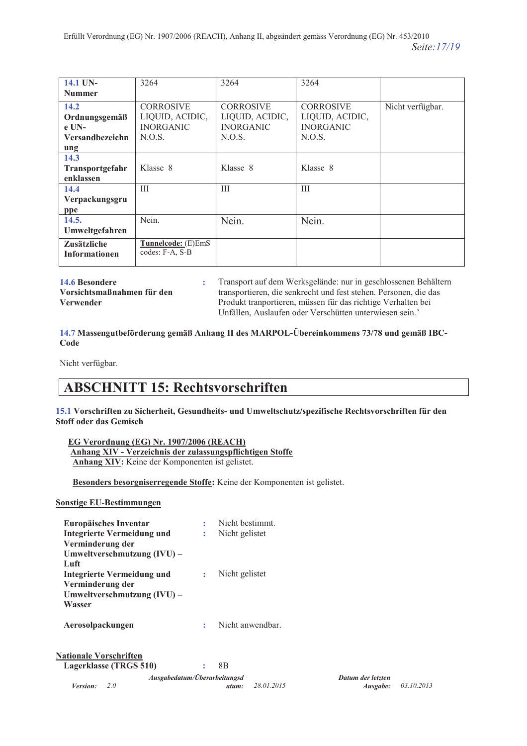| **14.1 UN-Nummer** | 3264 | 3264 | 3264 | |
|---|---|---|---|---|
| **14.2 Ordnungsgemäße UN-Versandbezeichnung** | CORROSIVE LIQUID, ACIDIC, INORGANIC N.O.S. | CORROSIVE LIQUID, ACIDIC, INORGANIC N.O.S. | CORROSIVE LIQUID, ACIDIC, INORGANIC N.O.S. | Nicht verfügbar. |
| **14.3 Transportgefahrenklassen** | Klasse 8 | Klasse 8 | Klasse 8 | |
| **14.4 Verpackungsgruppe** | III | III | III | |
| **14.5. Umweltgefahren** | Nein. | Nein. | Nein. | |
| **Zusätzliche Informationen** | **Tunnelcode:** (E)EmS codes: F-A, S-B | | | |

**14.6 Besondere Vorsichtsmaßnahmen für den Verwender** : Transport auf dem Werksgelände: nur in geschlossenen Behältern transportieren, die senkrecht und fest stehen. Personen, die das Produkt tranportieren, müssen für das richtige Verhalten bei Unfällen, Auslaufen oder Verschütten unterwiesen sein.'

**14.7 Massengutbeförderung gemäß Anhang II des MARPOL-Übereinkommens 73/78 und gemäß IBC-Code**

Nicht verfügbar.

# ABSCHNITT 15: Rechtsvorschriften

**15.1 Vorschriften zu Sicherheit, Gesundheits- und Umweltschutz/spezifische Rechtsvorschriften für den Stoff oder das Gemisch**

**EG Verordnung (EG) Nr. 1907/2006 (REACH)**
**Anhang XIV - Verzeichnis der zulassungspflichtigen Stoffe**
**Anhang XIV:** Keine der Komponenten ist gelistet.

**Besonders besorgniserregende Stoffe:** Keine der Komponenten ist gelistet.

**Sonstige EU-Bestimmungen**

**Europäisches Inventar** : Nicht bestimmt.
**Integrierte Vermeidung und Verminderung der Umweltverschmutzung (IVU) – Luft** : Nicht gelistet
**Integrierte Vermeidung und Verminderung der Umweltverschmutzung (IVU) – Wasser** : Nicht gelistet

**Aerosolpackungen** : Nicht anwendbar.

**Nationale Vorschriften**
**Lagerklasse (TRGS 510)** : 8B

*Version:* 2.0 *Ausgabedatum/Überarbeitungsdatum:* 28.01.2015 *Datum der letzten Ausgabe:* 03.10.2013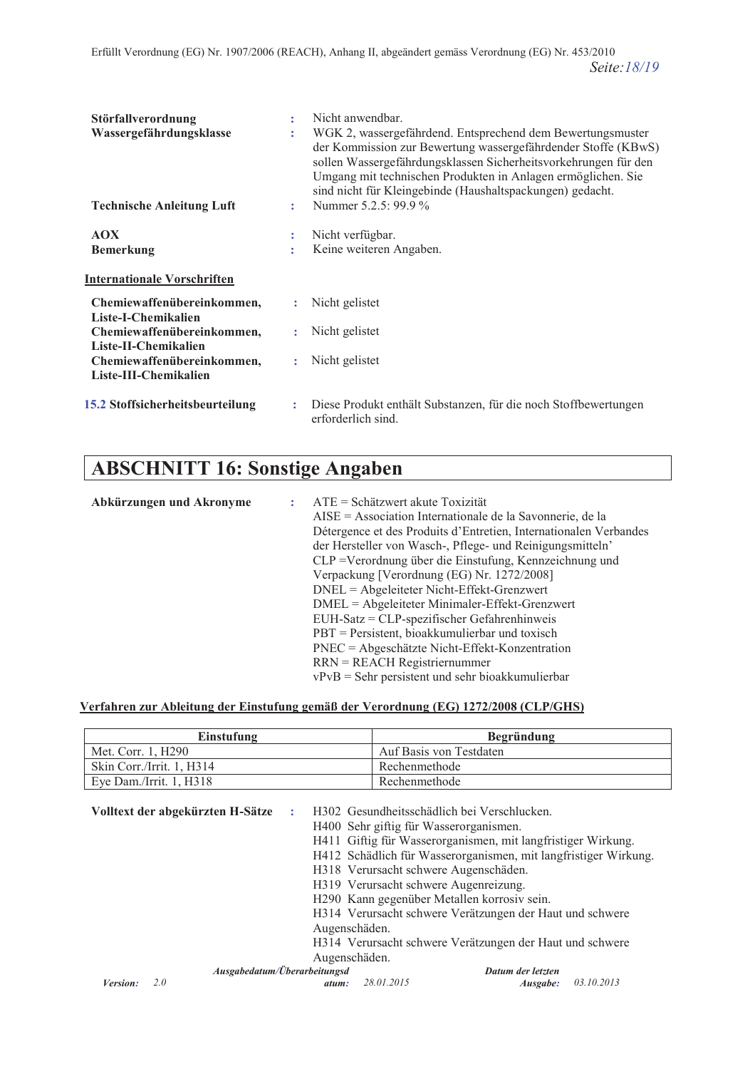**Störfallverordnung** : Nicht anwendbar.

**Wassergefährdungsklasse** : WGK 2, wassergefährdend. Entsprechend dem Bewertungsmuster der Kommission zur Bewertung wassergefährdender Stoffe (KBwS) sollen Wassergefährdungsklassen Sicherheitsvorkehrungen für den Umgang mit technischen Produkten in Anlagen ermöglichen. Sie sind nicht für Kleingebinde (Haushaltspackungen) gedacht.

**Technische Anleitung Luft** : Nummer 5.2.5: 99.9 %

**AOX** : Nicht verfügbar.

**Bemerkung** : Keine weiteren Angaben.

**Internationale Vorschriften**

**Chemiewaffenübereinkommen, Liste-I-Chemikalien** : Nicht gelistet

**Chemiewaffenübereinkommen, Liste-II-Chemikalien** : Nicht gelistet

**Chemiewaffenübereinkommen, Liste-III-Chemikalien** : Nicht gelistet

**15.2 Stoffsicherheitsbeurteilung** : Diese Produkt enthält Substanzen, für die noch Stoffbewertungen erforderlich sind.

# ABSCHNITT 16: Sonstige Angaben

**Abkürzungen und Akronyme** :

ATE = Schätzwert akute Toxizität
AISE = Association Internationale de la Savonnerie, de la Détergence et des Produits d'Entretien, Internationalen Verbandes der Hersteller von Wasch-, Pflege- und Reinigungsmitteln'
CLP =Verordnung über die Einstufung, Kennzeichnung und Verpackung [Verordnung (EG) Nr. 1272/2008]
DNEL = Abgeleiteter Nicht-Effekt-Grenzwert
DMEL = Abgeleiteter Minimaler-Effekt-Grenzwert
EUH-Satz = CLP-spezifischer Gefahrenhinweis
PBT = Persistent, bioakkumulierbar und toxisch
PNEC = Abgeschätzte Nicht-Effekt-Konzentration
RRN = REACH Registriernummer
vPvB = Sehr persistent und sehr bioakkumulierbar

**Verfahren zur Ableitung der Einstufung gemäß der Verordnung (EG) 1272/2008 (CLP/GHS)**

| Einstufung | Begründung |
|---|---|
| Met. Corr. 1, H290 | Auf Basis von Testdaten |
| Skin Corr./Irrit. 1, H314 | Rechenmethode |
| Eye Dam./Irrit. 1, H318 | Rechenmethode |

**Volltext der abgekürzten H-Sätze** :

H302 Gesundheitsschädlich bei Verschlucken.
H400 Sehr giftig für Wasserorganismen.
H411 Giftig für Wasserorganismen, mit langfristiger Wirkung.
H412 Schädlich für Wasserorganismen, mit langfristiger Wirkung.
H318 Verursacht schwere Augenschäden.
H319 Verursacht schwere Augenreizung.
H290 Kann gegenüber Metallen korrosiv sein.
H314 Verursacht schwere Verätzungen der Haut und schwere Augenschäden.
H314 Verursacht schwere Verätzungen der Haut und schwere Augenschäden.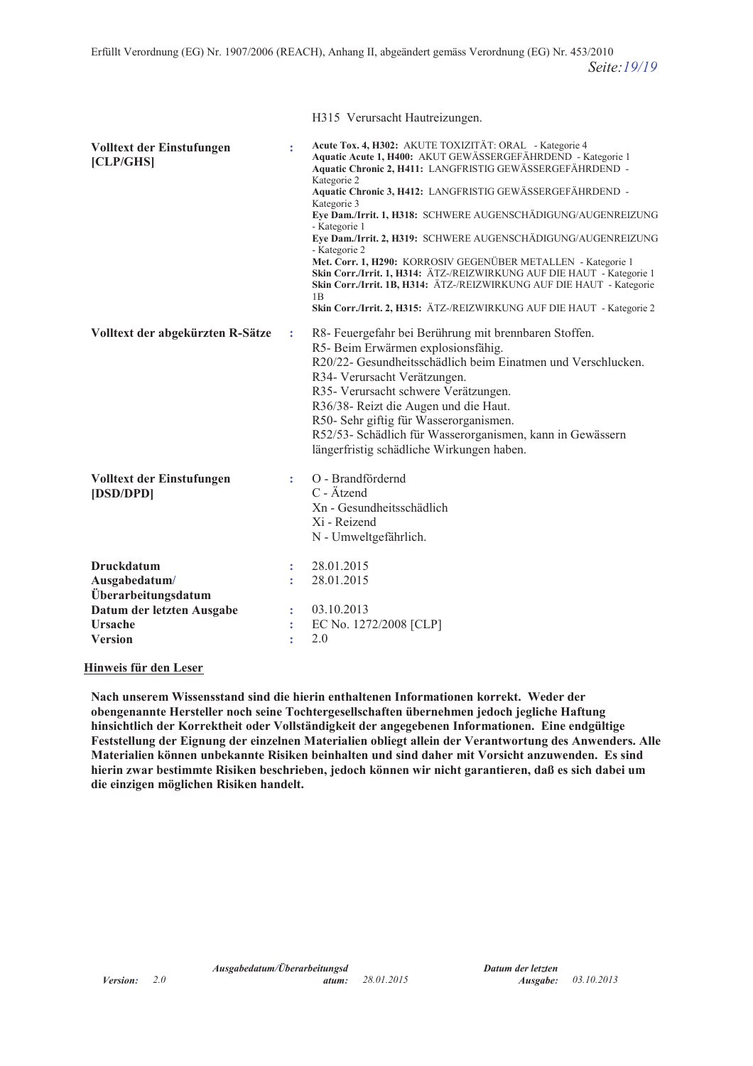H315 Verursacht Hautreizungen.

| | | |
|---|---|---|
| **Volltext der Einstufungen [CLP/GHS]** | : | **Acute Tox. 4, H302:** AKUTE TOXIZITÄT: ORAL - Kategorie 4<br>**Aquatic Acute 1, H400:** AKUT GEWÄSSERGEFÄHRDEND - Kategorie 1<br>**Aquatic Chronic 2, H411:** LANGFRISTIG GEWÄSSERGEFÄHRDEND - Kategorie 2<br>**Aquatic Chronic 3, H412:** LANGFRISTIG GEWÄSSERGEFÄHRDEND - Kategorie 3<br>**Eye Dam./Irrit. 1, H318:** SCHWERE AUGENSCHÄDIGUNG/AUGENREIZUNG - Kategorie 1<br>**Eye Dam./Irrit. 2, H319:** SCHWERE AUGENSCHÄDIGUNG/AUGENREIZUNG - Kategorie 2<br>**Met. Corr. 1, H290:** KORROSIV GEGENÜBER METALLEN - Kategorie 1<br>**Skin Corr./Irrit. 1, H314:** ÄTZ-/REIZWIRKUNG AUF DIE HAUT - Kategorie 1<br>**Skin Corr./Irrit. 1B, H314:** ÄTZ-/REIZWIRKUNG AUF DIE HAUT - Kategorie 1B<br>**Skin Corr./Irrit. 2, H315:** ÄTZ-/REIZWIRKUNG AUF DIE HAUT - Kategorie 2 |
| **Volltext der abgekürzten R-Sätze** | : | R8- Feuergefahr bei Berührung mit brennbaren Stoffen.<br>R5- Beim Erwärmen explosionsfähig.<br>R20/22- Gesundheitsschädlich beim Einatmen und Verschlucken.<br>R34- Verursacht Verätzungen.<br>R35- Verursacht schwere Verätzungen.<br>R36/38- Reizt die Augen und die Haut.<br>R50- Sehr giftig für Wasserorganismen.<br>R52/53- Schädlich für Wasserorganismen, kann in Gewässern längerfristig schädliche Wirkungen haben. |
| **Volltext der Einstufungen [DSD/DPD]** | : | O - Brandfördernd<br>C - Ätzend<br>Xn - Gesundheitsschädlich<br>Xi - Reizend<br>N - Umweltgefährlich. |
| **Druckdatum** | : | 28.01.2015 |
| **Ausgabedatum/ Überarbeitungsdatum** | : | 28.01.2015 |
| **Datum der letzten Ausgabe** | : | 03.10.2013 |
| **Ursache** | : | EC No. 1272/2008 [CLP] |
| **Version** | : | 2.0 |

**Hinweis für den Leser**

**Nach unserem Wissensstand sind die hierin enthaltenen Informationen korrekt. Weder der obengenannte Hersteller noch seine Tochtergesellschaften übernehmen jedoch jegliche Haftung hinsichtlich der Korrektheit oder Vollständigkeit der angegebenen Informationen. Eine endgültige Feststellung der Eignung der einzelnen Materialien obliegt allein der Verantwortung des Anwenders. Alle Materialien können unbekannte Risiken beinhalten und sind daher mit Vorsicht anzuwenden. Es sind hierin zwar bestimmte Risiken beschrieben, jedoch können wir nicht garantieren, daß es sich dabei um die einzigen möglichen Risiken handelt.**